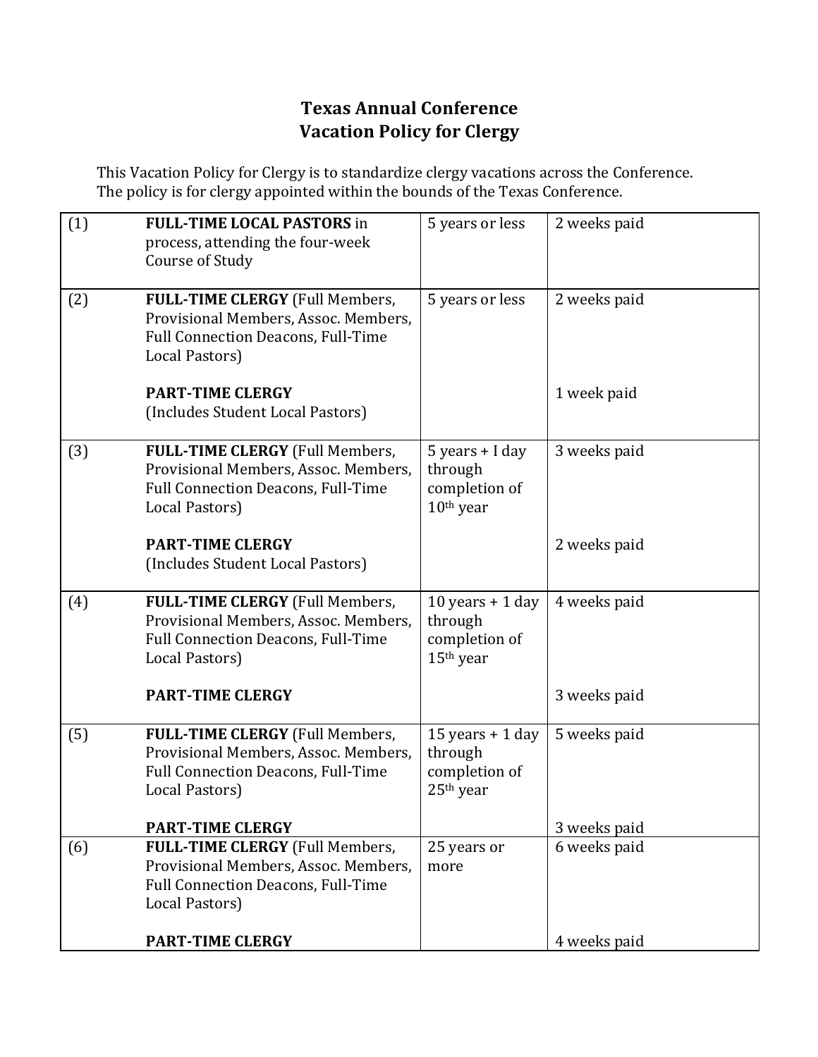# Texas Annual Conference
# Vacation Policy for Clergy

This Vacation Policy for Clergy is to standardize clergy vacations across the Conference. The policy is for clergy appointed within the bounds of the Texas Conference.

| | | | |
|---|---|---|---|
| (1) | **FULL-TIME LOCAL PASTORS** in process, attending the four-week Course of Study | 5 years or less | 2 weeks paid |
| (2) | **FULL-TIME CLERGY** (Full Members, Provisional Members, Assoc. Members, Full Connection Deacons, Full-Time Local Pastors) | 5 years or less | 2 weeks paid |
| | **PART-TIME CLERGY** (Includes Student Local Pastors) | | 1 week paid |
| (3) | **FULL-TIME CLERGY** (Full Members, Provisional Members, Assoc. Members, Full Connection Deacons, Full-Time Local Pastors) | 5 years + I day through completion of 10th year | 3 weeks paid |
| | **PART-TIME CLERGY** (Includes Student Local Pastors) | | 2 weeks paid |
| (4) | **FULL-TIME CLERGY** (Full Members, Provisional Members, Assoc. Members, Full Connection Deacons, Full-Time Local Pastors) | 10 years + 1 day through completion of 15th year | 4 weeks paid |
| | **PART-TIME CLERGY** | | 3 weeks paid |
| (5) | **FULL-TIME CLERGY** (Full Members, Provisional Members, Assoc. Members, Full Connection Deacons, Full-Time Local Pastors) | 15 years + 1 day through completion of 25th year | 5 weeks paid |
| | **PART-TIME CLERGY** | | 3 weeks paid |
| (6) | **FULL-TIME CLERGY** (Full Members, Provisional Members, Assoc. Members, Full Connection Deacons, Full-Time Local Pastors) | 25 years or more | 6 weeks paid |
| | **PART-TIME CLERGY** | | 4 weeks paid |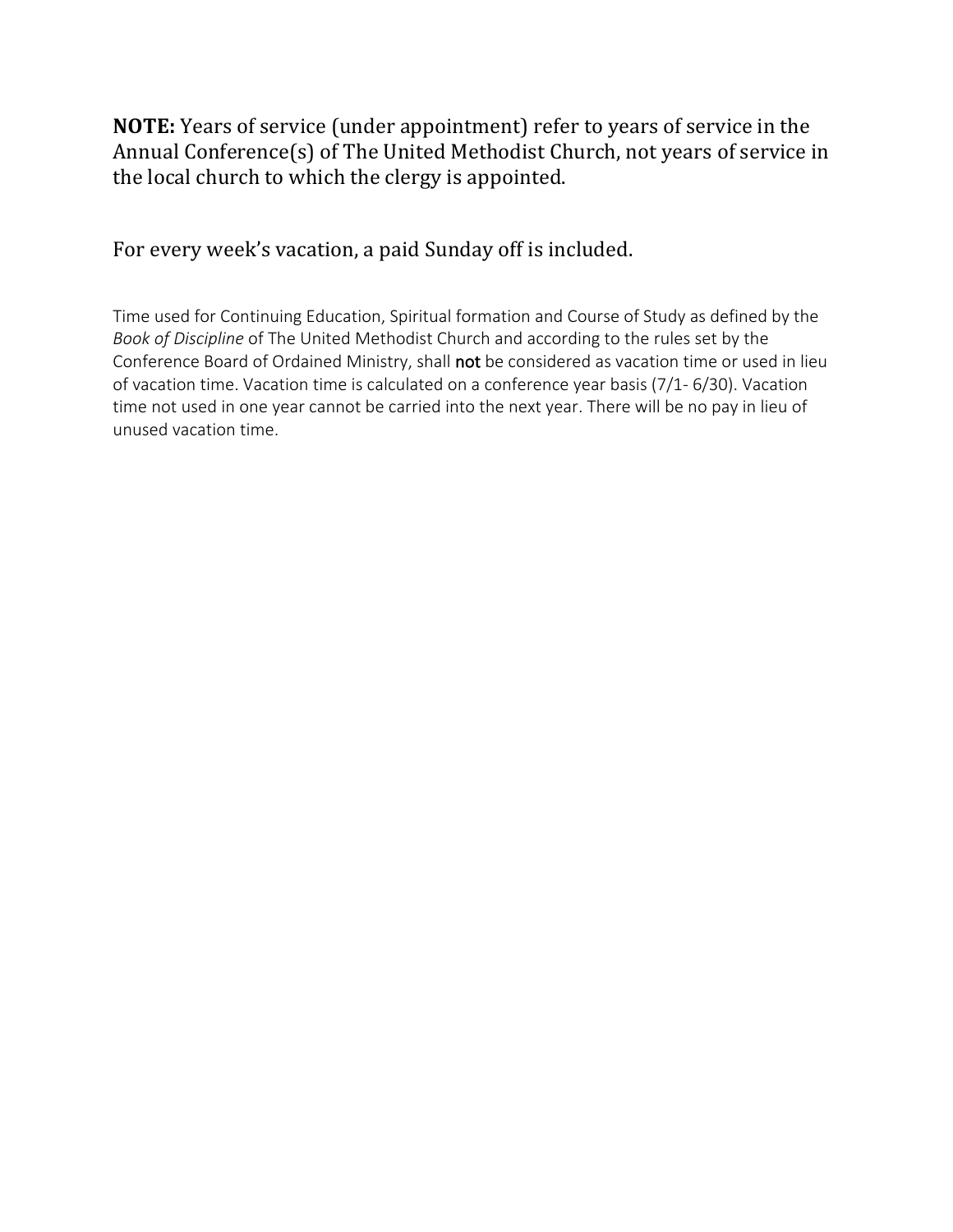**NOTE:** Years of service (under appointment) refer to years of service in the Annual Conference(s) of The United Methodist Church, not years of service in the local church to which the clergy is appointed.

For every week's vacation, a paid Sunday off is included.

Time used for Continuing Education, Spiritual formation and Course of Study as defined by the *Book of Discipline* of The United Methodist Church and according to the rules set by the Conference Board of Ordained Ministry, shall **not** be considered as vacation time or used in lieu of vacation time. Vacation time is calculated on a conference year basis (7/1- 6/30). Vacation time not used in one year cannot be carried into the next year. There will be no pay in lieu of unused vacation time.